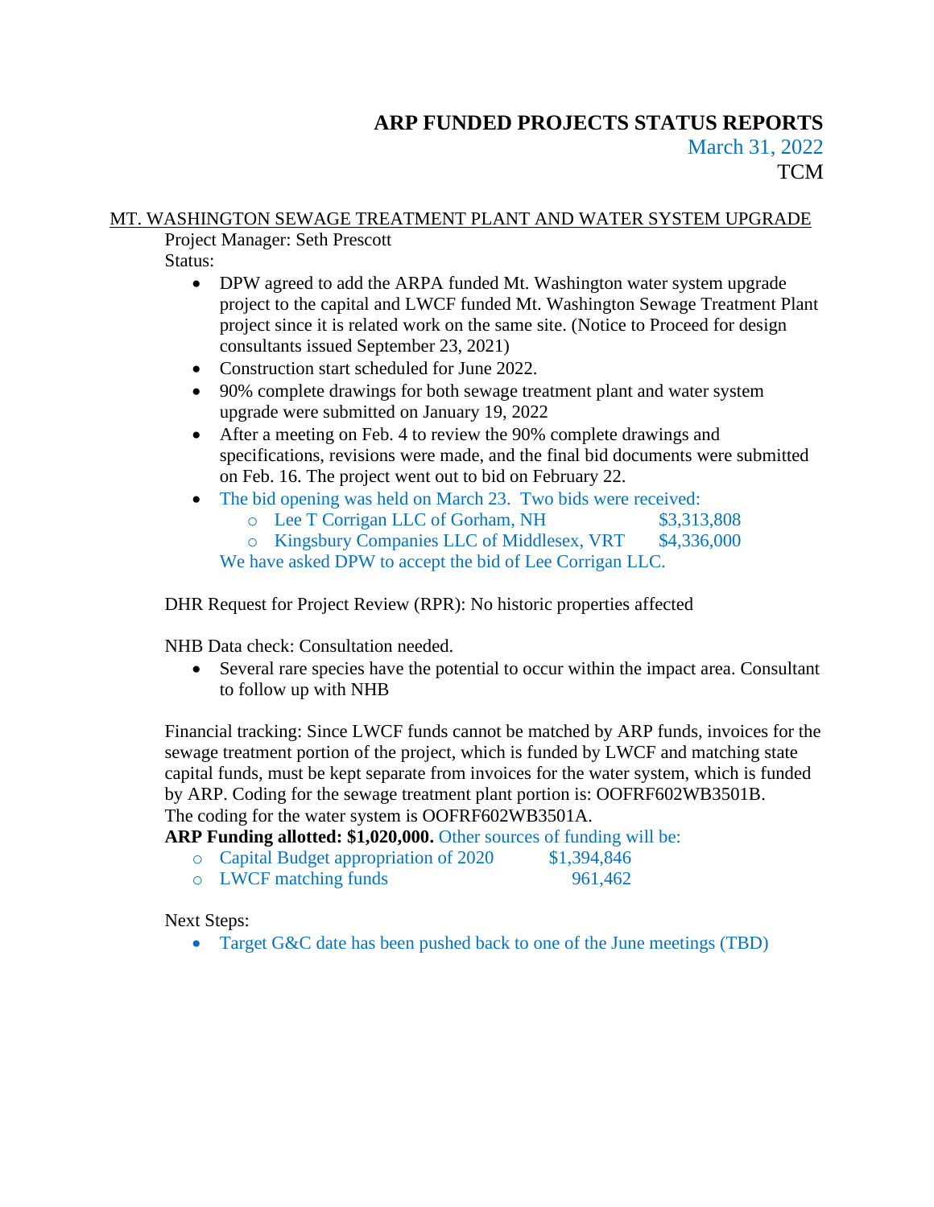# ARP FUNDED PROJECTS STATUS REPORTS

March 31, 2022

TCM

## MT. WASHINGTON SEWAGE TREATMENT PLANT AND WATER SYSTEM UPGRADE

Project Manager: Seth Prescott

Status:

- DPW agreed to add the ARPA funded Mt. Washington water system upgrade project to the capital and LWCF funded Mt. Washington Sewage Treatment Plant project since it is related work on the same site. (Notice to Proceed for design consultants issued September 23, 2021)
- Construction start scheduled for June 2022.
- 90% complete drawings for both sewage treatment plant and water system upgrade were submitted on January 19, 2022
- After a meeting on Feb. 4 to review the 90% complete drawings and specifications, revisions were made, and the final bid documents were submitted on Feb. 16. The project went out to bid on February 22.
- The bid opening was held on March 23. Two bids were received:
  - Lee T Corrigan LLC of Gorham, NH $3,313,808
  - Kingsbury Companies LLC of Middlesex, VRT $4,336,000

  We have asked DPW to accept the bid of Lee Corrigan LLC.

DHR Request for Project Review (RPR): No historic properties affected

NHB Data check: Consultation needed.

- Several rare species have the potential to occur within the impact area. Consultant to follow up with NHB

Financial tracking: Since LWCF funds cannot be matched by ARP funds, invoices for the sewage treatment portion of the project, which is funded by LWCF and matching state capital funds, must be kept separate from invoices for the water system, which is funded by ARP. Coding for the sewage treatment plant portion is: OOFRF602WB3501B. The coding for the water system is OOFRF602WB3501A.

**ARP Funding allotted: $1,020,000.** Other sources of funding will be:

- Capital Budget appropriation of 2020 $1,394,846
- LWCF matching funds 961,462

Next Steps:

- Target G&C date has been pushed back to one of the June meetings (TBD)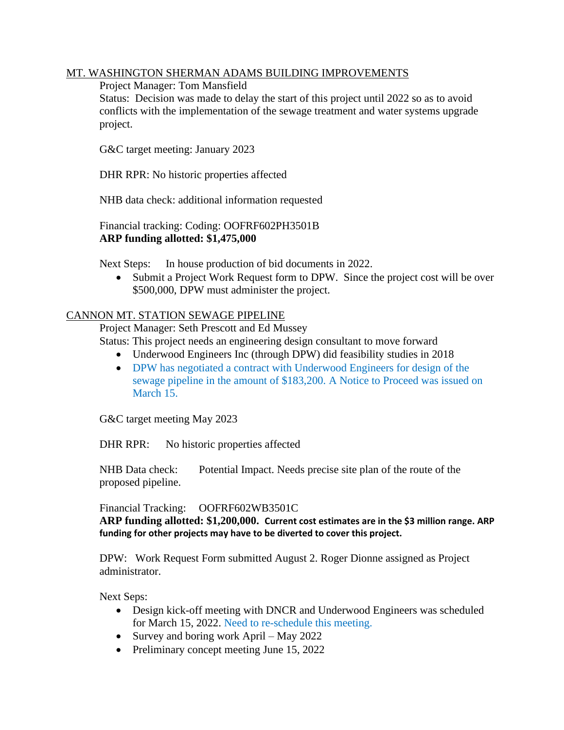<u>MT. WASHINGTON SHERMAN ADAMS BUILDING IMPROVEMENTS</u>

Project Manager: Tom Mansfield

Status: Decision was made to delay the start of this project until 2022 so as to avoid conflicts with the implementation of the sewage treatment and water systems upgrade project.

G&C target meeting: January 2023

DHR RPR: No historic properties affected

NHB data check: additional information requested

Financial tracking: Coding: OOFRF602PH3501B
**ARP funding allotted: $1,475,000**

Next Steps: In house production of bid documents in 2022.

- Submit a Project Work Request form to DPW. Since the project cost will be over $500,000, DPW must administer the project.

<u>CANNON MT. STATION SEWAGE PIPELINE</u>

Project Manager: Seth Prescott and Ed Mussey

Status: This project needs an engineering design consultant to move forward

- Underwood Engineers Inc (through DPW) did feasibility studies in 2018
- DPW has negotiated a contract with Underwood Engineers for design of the sewage pipeline in the amount of $183,200. A Notice to Proceed was issued on March 15.

G&C target meeting May 2023

DHR RPR: No historic properties affected

NHB Data check: Potential Impact. Needs precise site plan of the route of the proposed pipeline.

Financial Tracking: OOFRF602WB3501C
**ARP funding allotted: $1,200,000. Current cost estimates are in the $3 million range. ARP funding for other projects may have to be diverted to cover this project.**

DPW: Work Request Form submitted August 2. Roger Dionne assigned as Project administrator.

Next Seps:

- Design kick-off meeting with DNCR and Underwood Engineers was scheduled for March 15, 2022. Need to re-schedule this meeting.
- Survey and boring work April – May 2022
- Preliminary concept meeting June 15, 2022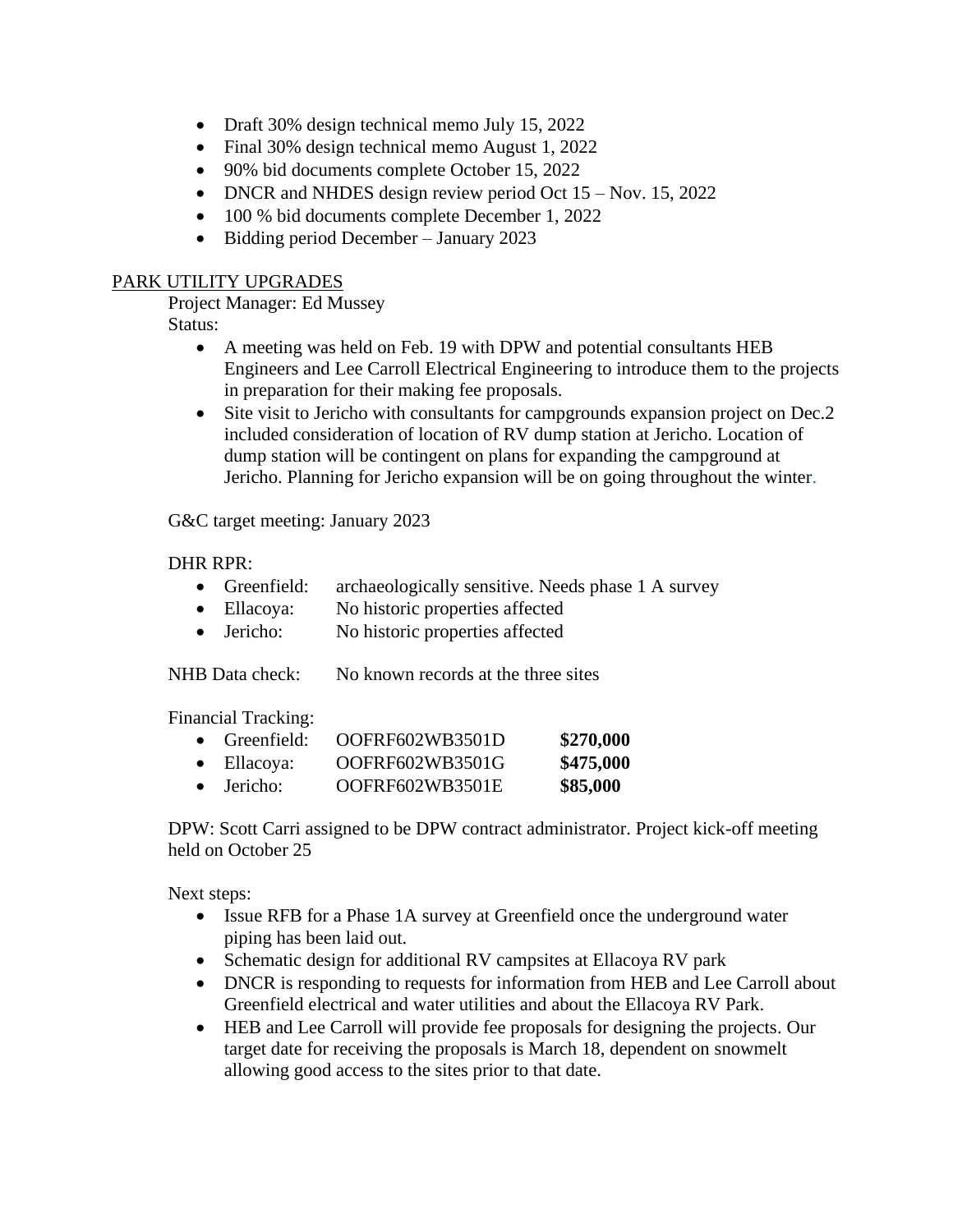- Draft 30% design technical memo July 15, 2022
- Final 30% design technical memo August 1, 2022
- 90% bid documents complete October 15, 2022
- DNCR and NHDES design review period Oct 15 – Nov. 15, 2022
- 100 % bid documents complete December 1, 2022
- Bidding period December – January 2023

<u>PARK UTILITY UPGRADES</u>

Project Manager: Ed Mussey

Status:

- A meeting was held on Feb. 19 with DPW and potential consultants HEB Engineers and Lee Carroll Electrical Engineering to introduce them to the projects in preparation for their making fee proposals.
- Site visit to Jericho with consultants for campgrounds expansion project on Dec.2 included consideration of location of RV dump station at Jericho. Location of dump station will be contingent on plans for expanding the campground at Jericho. Planning for Jericho expansion will be on going throughout the winter.

G&C target meeting: January 2023

DHR RPR:

- Greenfield: archaeologically sensitive. Needs phase 1 A survey
- Ellacoya: No historic properties affected
- Jericho: No historic properties affected

NHB Data check: No known records at the three sites

Financial Tracking:

- Greenfield: OOFRF602WB3501D **$270,000**
- Ellacoya: OOFRF602WB3501G **$475,000**
- Jericho: OOFRF602WB3501E **$85,000**

DPW: Scott Carri assigned to be DPW contract administrator. Project kick-off meeting held on October 25

Next steps:

- Issue RFB for a Phase 1A survey at Greenfield once the underground water piping has been laid out.
- Schematic design for additional RV campsites at Ellacoya RV park
- DNCR is responding to requests for information from HEB and Lee Carroll about Greenfield electrical and water utilities and about the Ellacoya RV Park.
- HEB and Lee Carroll will provide fee proposals for designing the projects. Our target date for receiving the proposals is March 18, dependent on snowmelt allowing good access to the sites prior to that date.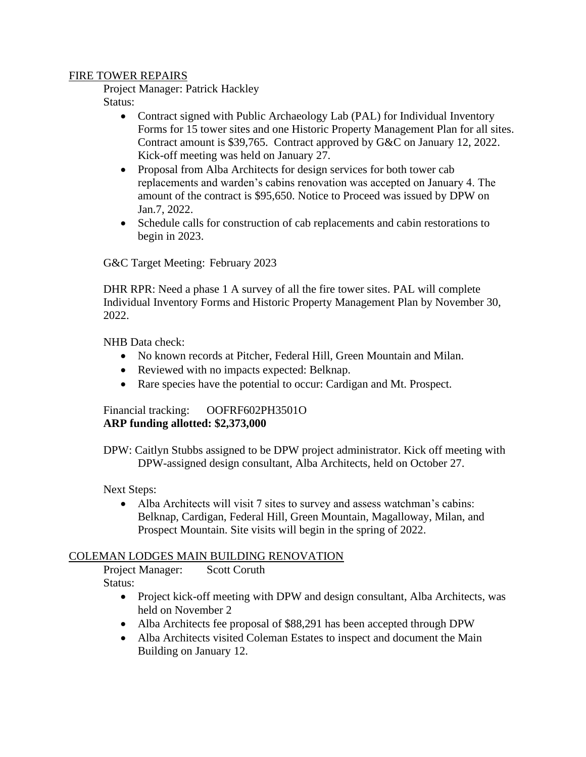## FIRE TOWER REPAIRS

Project Manager: Patrick Hackley

Status:

- Contract signed with Public Archaeology Lab (PAL) for Individual Inventory Forms for 15 tower sites and one Historic Property Management Plan for all sites. Contract amount is $39,765. Contract approved by G&C on January 12, 2022. Kick-off meeting was held on January 27.
- Proposal from Alba Architects for design services for both tower cab replacements and warden's cabins renovation was accepted on January 4. The amount of the contract is $95,650. Notice to Proceed was issued by DPW on Jan.7, 2022.
- Schedule calls for construction of cab replacements and cabin restorations to begin in 2023.

G&C Target Meeting: February 2023

DHR RPR: Need a phase 1 A survey of all the fire tower sites. PAL will complete Individual Inventory Forms and Historic Property Management Plan by November 30, 2022.

NHB Data check:

- No known records at Pitcher, Federal Hill, Green Mountain and Milan.
- Reviewed with no impacts expected: Belknap.
- Rare species have the potential to occur: Cardigan and Mt. Prospect.

Financial tracking: OOFRF602PH3501O

**ARP funding allotted: $2,373,000**

DPW: Caitlyn Stubbs assigned to be DPW project administrator. Kick off meeting with DPW-assigned design consultant, Alba Architects, held on October 27.

Next Steps:

- Alba Architects will visit 7 sites to survey and assess watchman's cabins: Belknap, Cardigan, Federal Hill, Green Mountain, Magalloway, Milan, and Prospect Mountain. Site visits will begin in the spring of 2022.

## COLEMAN LODGES MAIN BUILDING RENOVATION

Project Manager: Scott Coruth

Status:

- Project kick-off meeting with DPW and design consultant, Alba Architects, was held on November 2
- Alba Architects fee proposal of $88,291 has been accepted through DPW
- Alba Architects visited Coleman Estates to inspect and document the Main Building on January 12.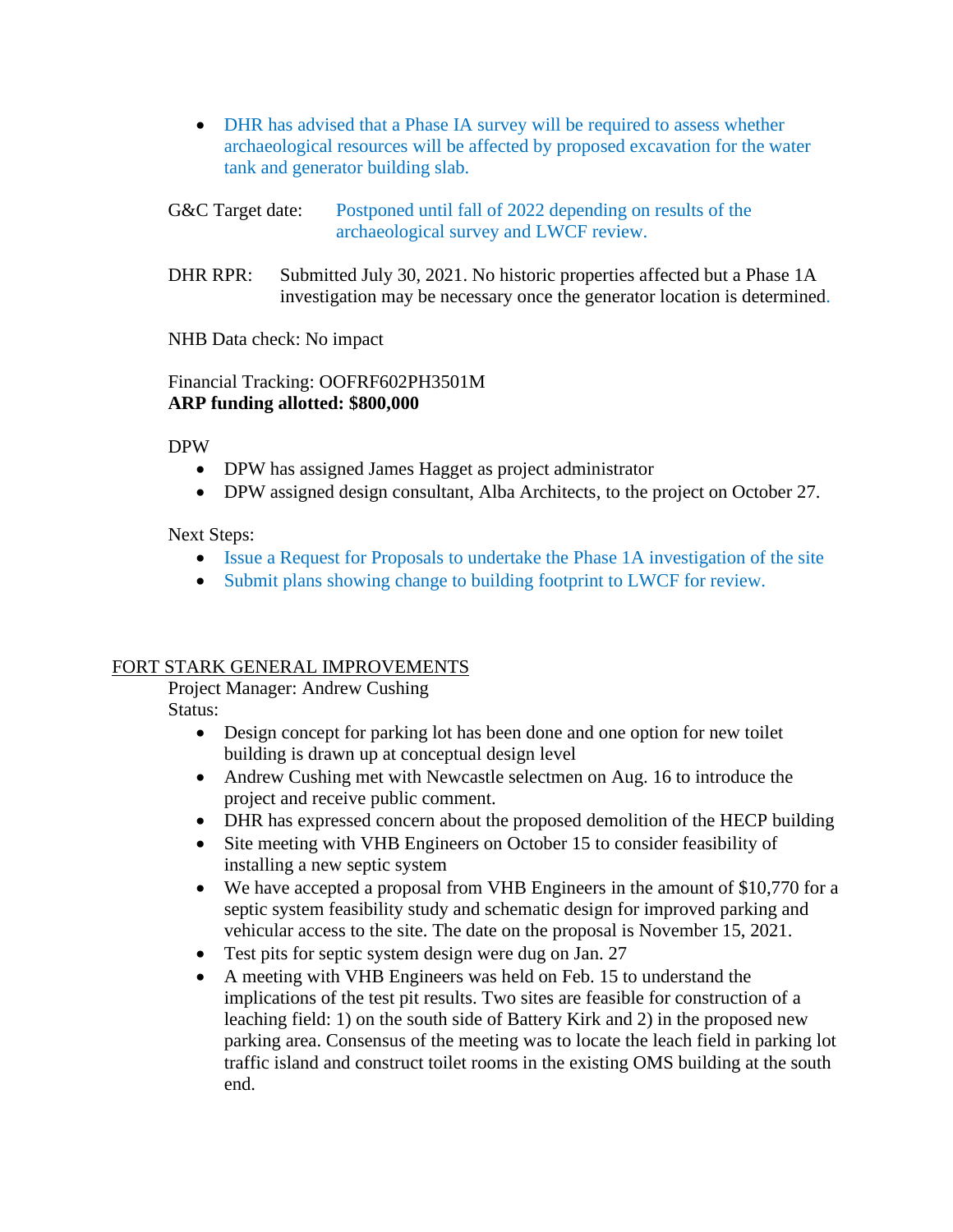- DHR has advised that a Phase IA survey will be required to assess whether archaeological resources will be affected by proposed excavation for the water tank and generator building slab.

G&C Target date: Postponed until fall of 2022 depending on results of the archaeological survey and LWCF review.

DHR RPR: Submitted July 30, 2021. No historic properties affected but a Phase 1A investigation may be necessary once the generator location is determined.

NHB Data check: No impact

Financial Tracking: OOFRF602PH3501M
**ARP funding allotted: $800,000**

DPW

- DPW has assigned James Hagget as project administrator
- DPW assigned design consultant, Alba Architects, to the project on October 27.

Next Steps:

- Issue a Request for Proposals to undertake the Phase 1A investigation of the site
- Submit plans showing change to building footprint to LWCF for review.

FORT STARK GENERAL IMPROVEMENTS

Project Manager: Andrew Cushing

Status:

- Design concept for parking lot has been done and one option for new toilet building is drawn up at conceptual design level
- Andrew Cushing met with Newcastle selectmen on Aug. 16 to introduce the project and receive public comment.
- DHR has expressed concern about the proposed demolition of the HECP building
- Site meeting with VHB Engineers on October 15 to consider feasibility of installing a new septic system
- We have accepted a proposal from VHB Engineers in the amount of $10,770 for a septic system feasibility study and schematic design for improved parking and vehicular access to the site. The date on the proposal is November 15, 2021.
- Test pits for septic system design were dug on Jan. 27
- A meeting with VHB Engineers was held on Feb. 15 to understand the implications of the test pit results. Two sites are feasible for construction of a leaching field: 1) on the south side of Battery Kirk and 2) in the proposed new parking area. Consensus of the meeting was to locate the leach field in parking lot traffic island and construct toilet rooms in the existing OMS building at the south end.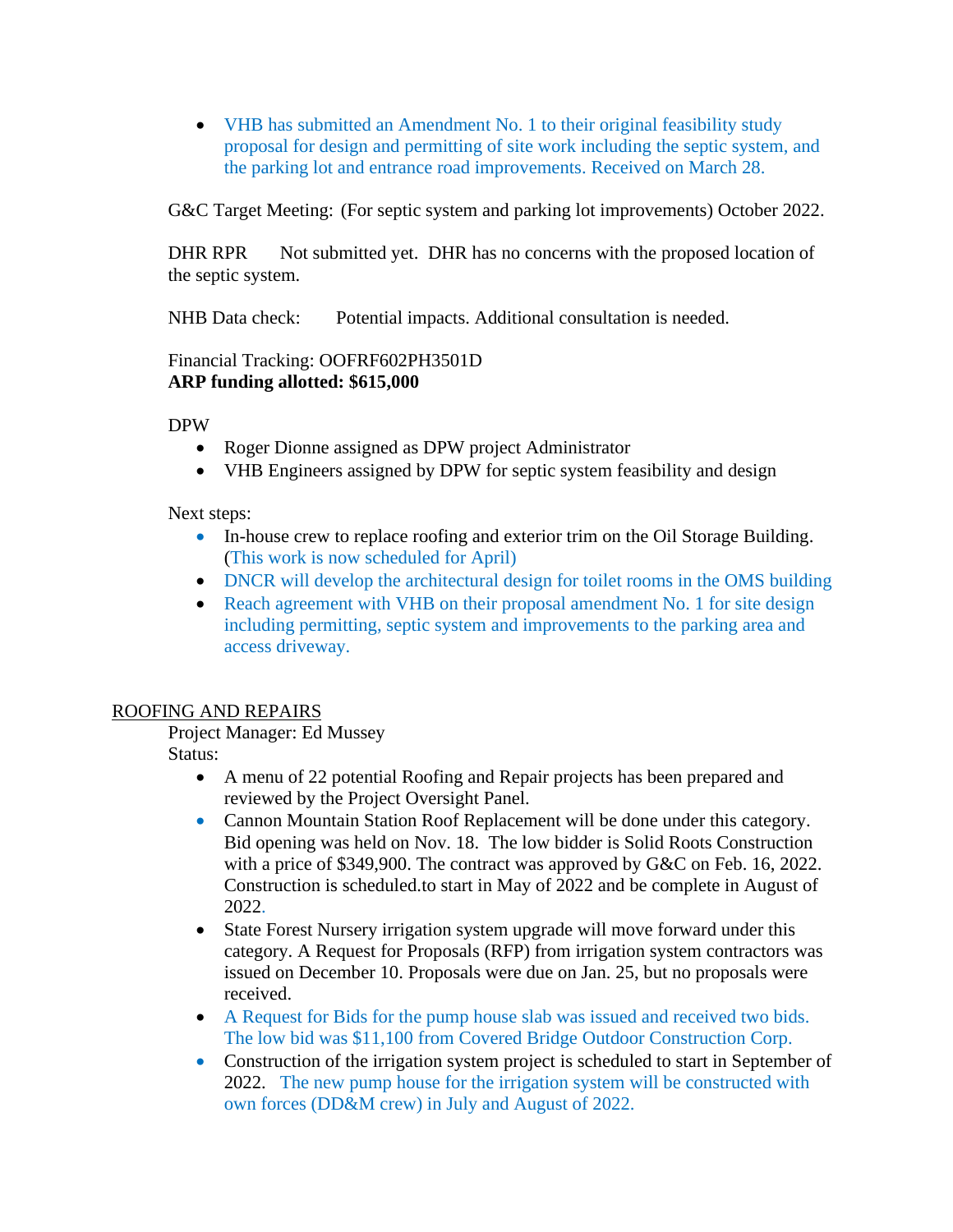- VHB has submitted an Amendment No. 1 to their original feasibility study proposal for design and permitting of site work including the septic system, and the parking lot and entrance road improvements. Received on March 28.

G&C Target Meeting: (For septic system and parking lot improvements) October 2022.

DHR RPR Not submitted yet. DHR has no concerns with the proposed location of the septic system.

NHB Data check: Potential impacts. Additional consultation is needed.

Financial Tracking: OOFRF602PH3501D
**ARP funding allotted: $615,000**

DPW

- Roger Dionne assigned as DPW project Administrator
- VHB Engineers assigned by DPW for septic system feasibility and design

Next steps:

- In-house crew to replace roofing and exterior trim on the Oil Storage Building. (This work is now scheduled for April)
- DNCR will develop the architectural design for toilet rooms in the OMS building
- Reach agreement with VHB on their proposal amendment No. 1 for site design including permitting, septic system and improvements to the parking area and access driveway.

ROOFING AND REPAIRS

Project Manager: Ed Mussey
Status:

- A menu of 22 potential Roofing and Repair projects has been prepared and reviewed by the Project Oversight Panel.
- Cannon Mountain Station Roof Replacement will be done under this category. Bid opening was held on Nov. 18. The low bidder is Solid Roots Construction with a price of $349,900. The contract was approved by G&C on Feb. 16, 2022. Construction is scheduled.to start in May of 2022 and be complete in August of 2022.
- State Forest Nursery irrigation system upgrade will move forward under this category. A Request for Proposals (RFP) from irrigation system contractors was issued on December 10. Proposals were due on Jan. 25, but no proposals were received.
- A Request for Bids for the pump house slab was issued and received two bids. The low bid was $11,100 from Covered Bridge Outdoor Construction Corp.
- Construction of the irrigation system project is scheduled to start in September of 2022. The new pump house for the irrigation system will be constructed with own forces (DD&M crew) in July and August of 2022.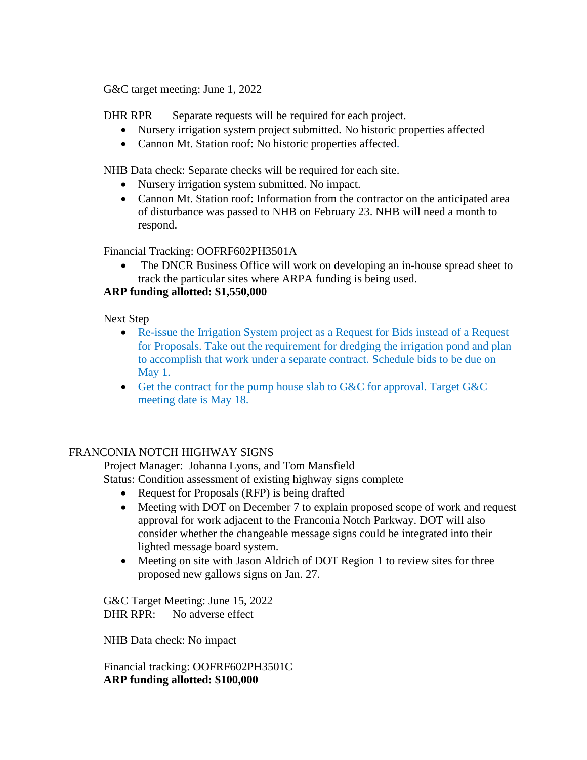G&C target meeting: June 1, 2022

DHR RPR Separate requests will be required for each project.

- Nursery irrigation system project submitted. No historic properties affected
- Cannon Mt. Station roof: No historic properties affected.

NHB Data check: Separate checks will be required for each site.

- Nursery irrigation system submitted. No impact.
- Cannon Mt. Station roof: Information from the contractor on the anticipated area of disturbance was passed to NHB on February 23. NHB will need a month to respond.

Financial Tracking: OOFRF602PH3501A

- The DNCR Business Office will work on developing an in-house spread sheet to track the particular sites where ARPA funding is being used.

**ARP funding allotted: $1,550,000**

Next Step

- Re-issue the Irrigation System project as a Request for Bids instead of a Request for Proposals. Take out the requirement for dredging the irrigation pond and plan to accomplish that work under a separate contract. Schedule bids to be due on May 1.
- Get the contract for the pump house slab to G&C for approval. Target G&C meeting date is May 18.

## FRANCONIA NOTCH HIGHWAY SIGNS

Project Manager: Johanna Lyons, and Tom Mansfield

Status: Condition assessment of existing highway signs complete

- Request for Proposals (RFP) is being drafted
- Meeting with DOT on December 7 to explain proposed scope of work and request approval for work adjacent to the Franconia Notch Parkway. DOT will also consider whether the changeable message signs could be integrated into their lighted message board system.
- Meeting on site with Jason Aldrich of DOT Region 1 to review sites for three proposed new gallows signs on Jan. 27.

G&C Target Meeting: June 15, 2022

DHR RPR: No adverse effect

NHB Data check: No impact

Financial tracking: OOFRF602PH3501C

**ARP funding allotted: $100,000**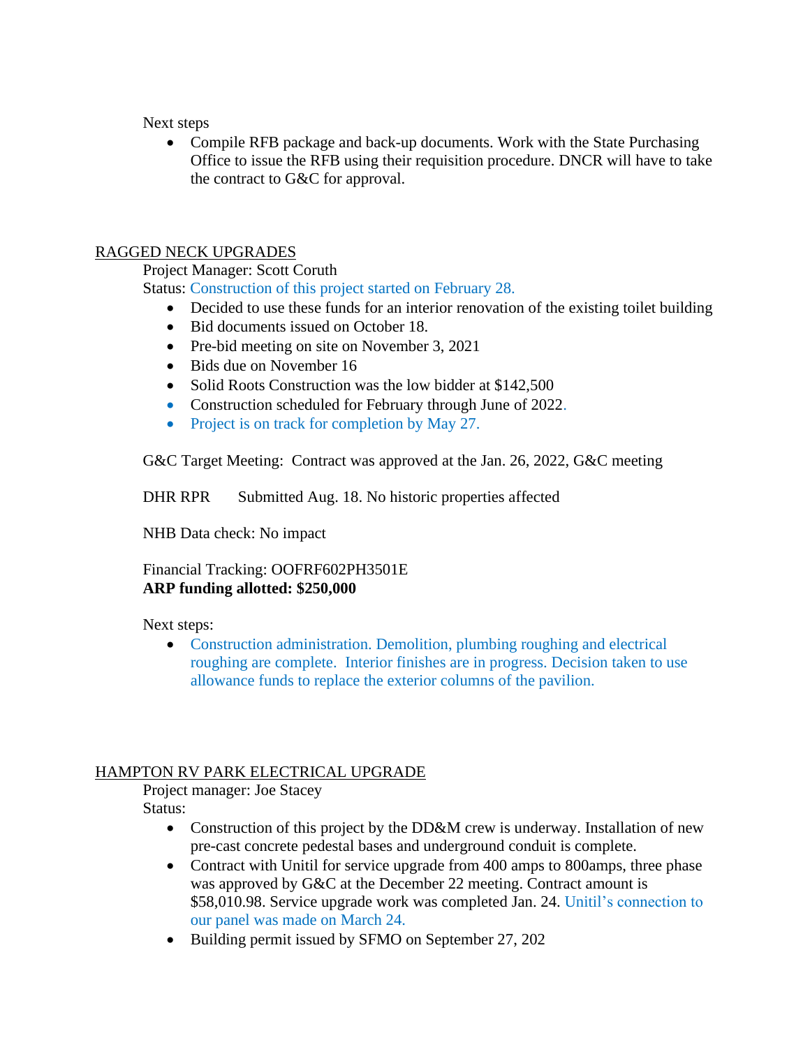Next steps

- Compile RFB package and back-up documents. Work with the State Purchasing Office to issue the RFB using their requisition procedure. DNCR will have to take the contract to G&C for approval.

## RAGGED NECK UPGRADES

Project Manager: Scott Coruth

Status: Construction of this project started on February 28.

- Decided to use these funds for an interior renovation of the existing toilet building
- Bid documents issued on October 18.
- Pre-bid meeting on site on November 3, 2021
- Bids due on November 16
- Solid Roots Construction was the low bidder at $142,500
- Construction scheduled for February through June of 2022.
- Project is on track for completion by May 27.

G&C Target Meeting: Contract was approved at the Jan. 26, 2022, G&C meeting

DHR RPR  Submitted Aug. 18. No historic properties affected

NHB Data check: No impact

Financial Tracking: OOFRF602PH3501E

**ARP funding allotted: $250,000**

Next steps:

- Construction administration. Demolition, plumbing roughing and electrical roughing are complete. Interior finishes are in progress. Decision taken to use allowance funds to replace the exterior columns of the pavilion.

## HAMPTON RV PARK ELECTRICAL UPGRADE

Project manager: Joe Stacey

Status:

- Construction of this project by the DD&M crew is underway. Installation of new pre-cast concrete pedestal bases and underground conduit is complete.
- Contract with Unitil for service upgrade from 400 amps to 800amps, three phase was approved by G&C at the December 22 meeting. Contract amount is $58,010.98. Service upgrade work was completed Jan. 24. Unitil's connection to our panel was made on March 24.
- Building permit issued by SFMO on September 27, 202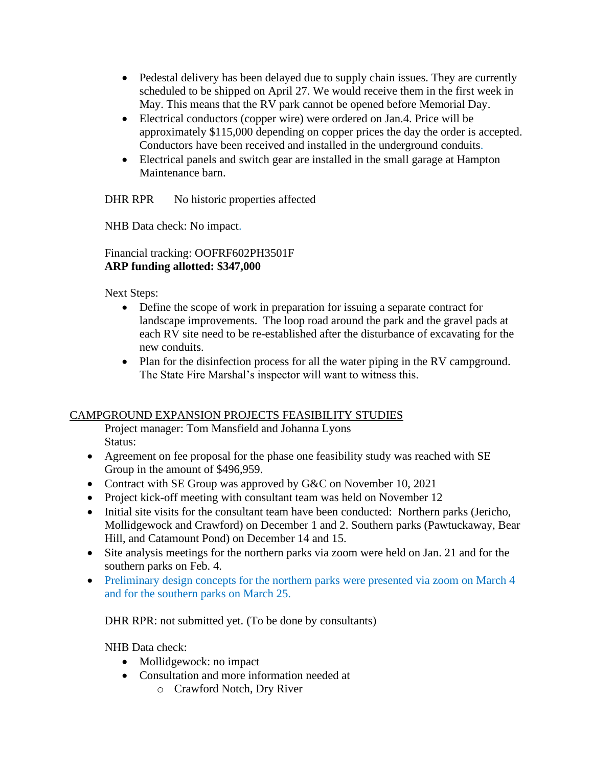- Pedestal delivery has been delayed due to supply chain issues. They are currently scheduled to be shipped on April 27. We would receive them in the first week in May. This means that the RV park cannot be opened before Memorial Day.
- Electrical conductors (copper wire) were ordered on Jan.4. Price will be approximately $115,000 depending on copper prices the day the order is accepted. Conductors have been received and installed in the underground conduits.
- Electrical panels and switch gear are installed in the small garage at Hampton Maintenance barn.

DHR RPR No historic properties affected

NHB Data check: No impact.

Financial tracking: OOFRF602PH3501F
**ARP funding allotted: $347,000**

Next Steps:

- Define the scope of work in preparation for issuing a separate contract for landscape improvements. The loop road around the park and the gravel pads at each RV site need to be re-established after the disturbance of excavating for the new conduits.
- Plan for the disinfection process for all the water piping in the RV campground. The State Fire Marshal's inspector will want to witness this.

## CAMPGROUND EXPANSION PROJECTS FEASIBILITY STUDIES

Project manager: Tom Mansfield and Johanna Lyons
Status:

- Agreement on fee proposal for the phase one feasibility study was reached with SE Group in the amount of $496,959.
- Contract with SE Group was approved by G&C on November 10, 2021
- Project kick-off meeting with consultant team was held on November 12
- Initial site visits for the consultant team have been conducted: Northern parks (Jericho, Mollidgewock and Crawford) on December 1 and 2. Southern parks (Pawtuckaway, Bear Hill, and Catamount Pond) on December 14 and 15.
- Site analysis meetings for the northern parks via zoom were held on Jan. 21 and for the southern parks on Feb. 4.
- Preliminary design concepts for the northern parks were presented via zoom on March 4 and for the southern parks on March 25.

DHR RPR: not submitted yet. (To be done by consultants)

NHB Data check:

- Mollidgewock: no impact
- Consultation and more information needed at
  - Crawford Notch, Dry River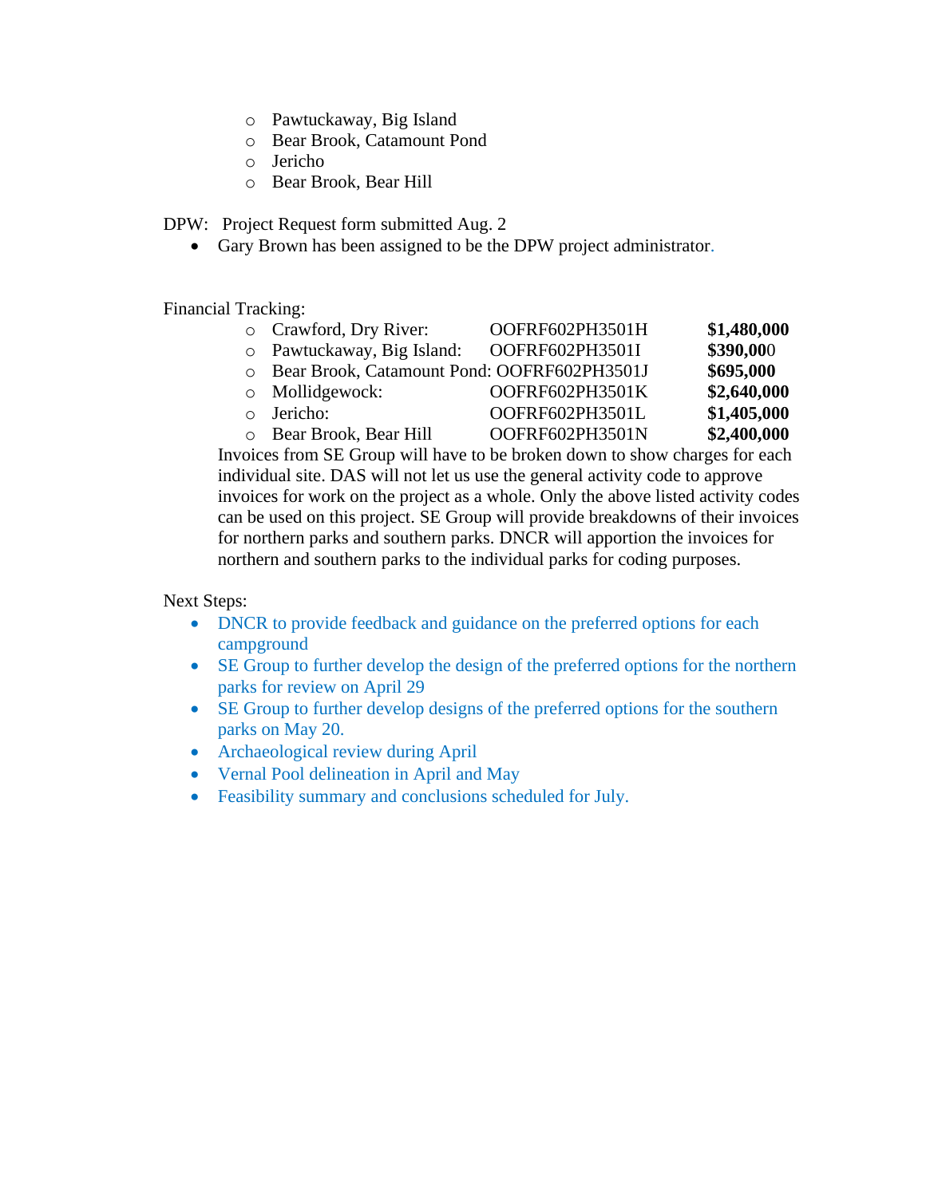- Pawtuckaway, Big Island
- Bear Brook, Catamount Pond
- Jericho
- Bear Brook, Bear Hill

DPW: Project Request form submitted Aug. 2

- Gary Brown has been assigned to be the DPW project administrator.

Financial Tracking:

| | | |
|---|---|---|
| Crawford, Dry River: | OOFRF602PH3501H | **$1,480,000** |
| Pawtuckaway, Big Island: | OOFRF602PH3501I | **$390,000** |
| Bear Brook, Catamount Pond: | OOFRF602PH3501J | **$695,000** |
| Mollidgewock: | OOFRF602PH3501K | **$2,640,000** |
| Jericho: | OOFRF602PH3501L | **$1,405,000** |
| Bear Brook, Bear Hill | OOFRF602PH3501N | **$2,400,000** |

Invoices from SE Group will have to be broken down to show charges for each individual site. DAS will not let us use the general activity code to approve invoices for work on the project as a whole. Only the above listed activity codes can be used on this project. SE Group will provide breakdowns of their invoices for northern parks and southern parks. DNCR will apportion the invoices for northern and southern parks to the individual parks for coding purposes.

Next Steps:

- DNCR to provide feedback and guidance on the preferred options for each campground
- SE Group to further develop the design of the preferred options for the northern parks for review on April 29
- SE Group to further develop designs of the preferred options for the southern parks on May 20.
- Archaeological review during April
- Vernal Pool delineation in April and May
- Feasibility summary and conclusions scheduled for July.